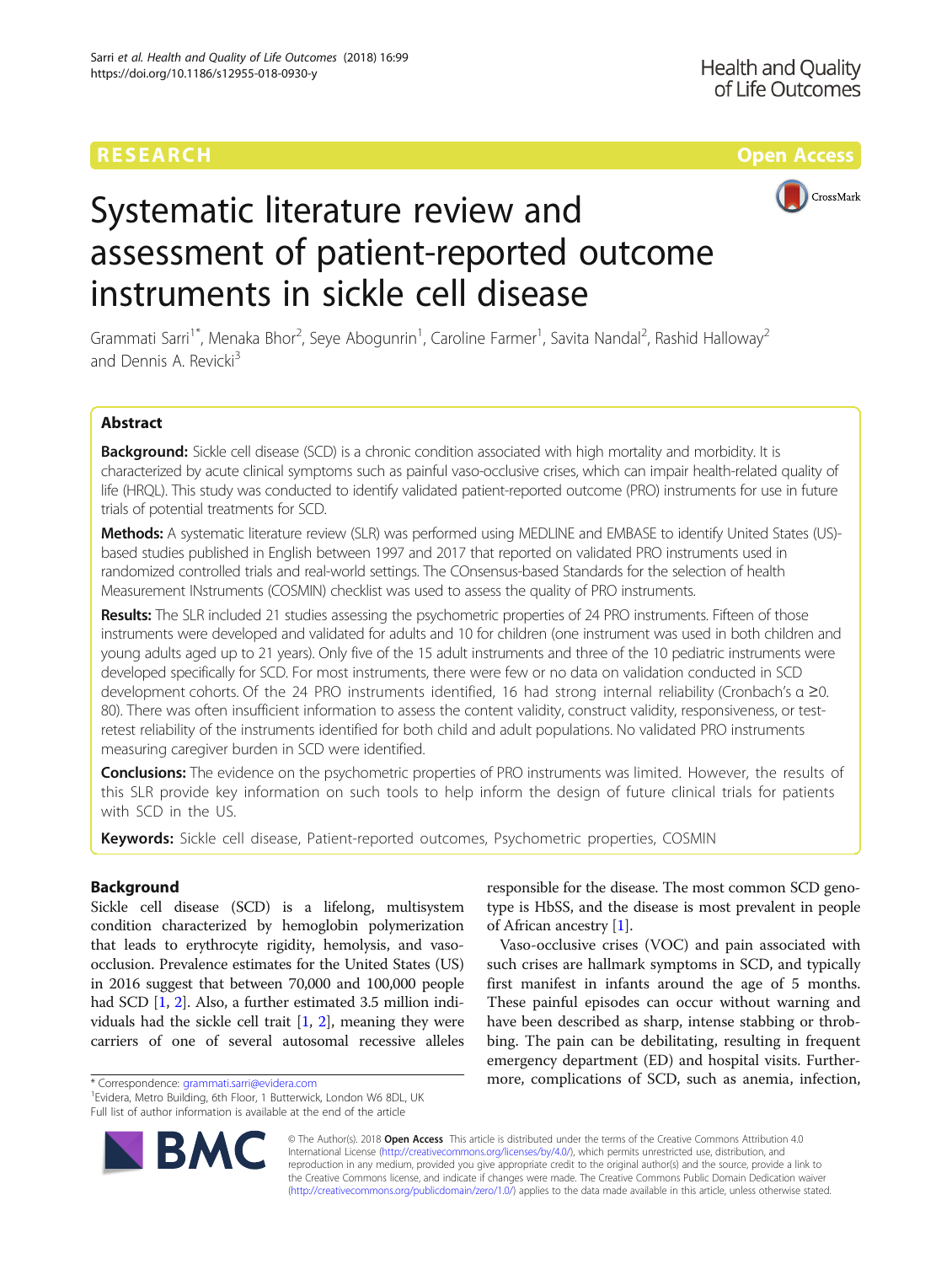RESEARCH

Open Access

# Systematic literature review and assessment of patient-reported outcome instruments in sickle cell disease

Grammati Sarri[1*], Menaka Bhor[2], Seye Abogunrin[1], Caroline Farmer[1], Savita Nandal[2], Rashid Halloway[2] and Dennis A. Revicki[3]

## Abstract

**Background:** Sickle cell disease (SCD) is a chronic condition associated with high mortality and morbidity. It is characterized by acute clinical symptoms such as painful vaso-occlusive crises, which can impair health-related quality of life (HRQL). This study was conducted to identify validated patient-reported outcome (PRO) instruments for use in future trials of potential treatments for SCD.

**Methods:** A systematic literature review (SLR) was performed using MEDLINE and EMBASE to identify United States (US)-based studies published in English between 1997 and 2017 that reported on validated PRO instruments used in randomized controlled trials and real-world settings. The COnsensus-based Standards for the selection of health Measurement INstruments (COSMIN) checklist was used to assess the quality of PRO instruments.

**Results:** The SLR included 21 studies assessing the psychometric properties of 24 PRO instruments. Fifteen of those instruments were developed and validated for adults and 10 for children (one instrument was used in both children and young adults aged up to 21 years). Only five of the 15 adult instruments and three of the 10 pediatric instruments were developed specifically for SCD. For most instruments, there were few or no data on validation conducted in SCD development cohorts. Of the 24 PRO instruments identified, 16 had strong internal reliability (Cronbach's $\alpha \geq 0.80$). There was often insufficient information to assess the content validity, construct validity, responsiveness, or test-retest reliability of the instruments identified for both child and adult populations. No validated PRO instruments measuring caregiver burden in SCD were identified.

**Conclusions:** The evidence on the psychometric properties of PRO instruments was limited. However, the results of this SLR provide key information on such tools to help inform the design of future clinical trials for patients with SCD in the US.

**Keywords:** Sickle cell disease, Patient-reported outcomes, Psychometric properties, COSMIN

## Background

Sickle cell disease (SCD) is a lifelong, multisystem condition characterized by hemoglobin polymerization that leads to erythrocyte rigidity, hemolysis, and vaso-occlusion. Prevalence estimates for the United States (US) in 2016 suggest that between 70,000 and 100,000 people had SCD [1, 2]. Also, a further estimated 3.5 million individuals had the sickle cell trait [1, 2], meaning they were carriers of one of several autosomal recessive alleles responsible for the disease. The most common SCD genotype is HbSS, and the disease is most prevalent in people of African ancestry [1].

Vaso-occlusive crises (VOC) and pain associated with such crises are hallmark symptoms in SCD, and typically first manifest in infants around the age of 5 months. These painful episodes can occur without warning and have been described as sharp, intense stabbing or throbbing. The pain can be debilitating, resulting in frequent emergency department (ED) and hospital visits. Furthermore, complications of SCD, such as anemia, infection,

* Correspondence: grammati.sarri@evidera.com
[1]Evidera, Metro Building, 6th Floor, 1 Butterwick, London W6 8DL, UK
Full list of author information is available at the end of the article

© The Author(s). 2018 **Open Access** This article is distributed under the terms of the Creative Commons Attribution 4.0 International License (http://creativecommons.org/licenses/by/4.0/), which permits unrestricted use, distribution, and reproduction in any medium, provided you give appropriate credit to the original author(s) and the source, provide a link to the Creative Commons license, and indicate if changes were made. The Creative Commons Public Domain Dedication waiver (http://creativecommons.org/publicdomain/zero/1.0/) applies to the data made available in this article, unless otherwise stated.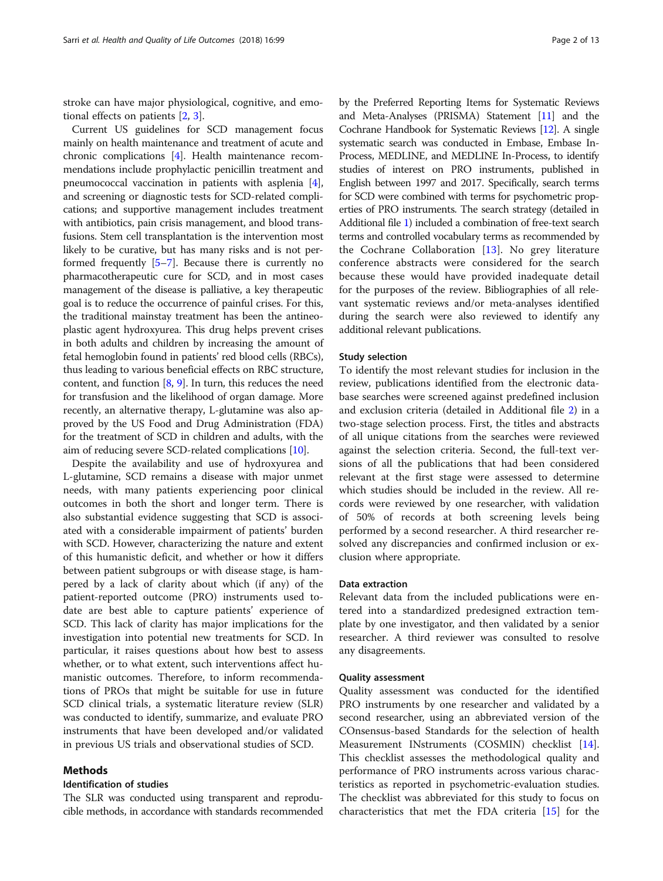stroke can have major physiological, cognitive, and emotional effects on patients [2, 3].

Current US guidelines for SCD management focus mainly on health maintenance and treatment of acute and chronic complications [4]. Health maintenance recommendations include prophylactic penicillin treatment and pneumococcal vaccination in patients with asplenia [4], and screening or diagnostic tests for SCD-related complications; and supportive management includes treatment with antibiotics, pain crisis management, and blood transfusions. Stem cell transplantation is the intervention most likely to be curative, but has many risks and is not performed frequently [5–7]. Because there is currently no pharmacotherapeutic cure for SCD, and in most cases management of the disease is palliative, a key therapeutic goal is to reduce the occurrence of painful crises. For this, the traditional mainstay treatment has been the antineoplastic agent hydroxyurea. This drug helps prevent crises in both adults and children by increasing the amount of fetal hemoglobin found in patients' red blood cells (RBCs), thus leading to various beneficial effects on RBC structure, content, and function [8, 9]. In turn, this reduces the need for transfusion and the likelihood of organ damage. More recently, an alternative therapy, L-glutamine was also approved by the US Food and Drug Administration (FDA) for the treatment of SCD in children and adults, with the aim of reducing severe SCD-related complications [10].

Despite the availability and use of hydroxyurea and L-glutamine, SCD remains a disease with major unmet needs, with many patients experiencing poor clinical outcomes in both the short and longer term. There is also substantial evidence suggesting that SCD is associated with a considerable impairment of patients' burden with SCD. However, characterizing the nature and extent of this humanistic deficit, and whether or how it differs between patient subgroups or with disease stage, is hampered by a lack of clarity about which (if any) of the patient-reported outcome (PRO) instruments used to-date are best able to capture patients' experience of SCD. This lack of clarity has major implications for the investigation into potential new treatments for SCD. In particular, it raises questions about how best to assess whether, or to what extent, such interventions affect humanistic outcomes. Therefore, to inform recommendations of PROs that might be suitable for use in future SCD clinical trials, a systematic literature review (SLR) was conducted to identify, summarize, and evaluate PRO instruments that have been developed and/or validated in previous US trials and observational studies of SCD.

## Methods

### Identification of studies

The SLR was conducted using transparent and reproducible methods, in accordance with standards recommended by the Preferred Reporting Items for Systematic Reviews and Meta-Analyses (PRISMA) Statement [11] and the Cochrane Handbook for Systematic Reviews [12]. A single systematic search was conducted in Embase, Embase In-Process, MEDLINE, and MEDLINE In-Process, to identify studies of interest on PRO instruments, published in English between 1997 and 2017. Specifically, search terms for SCD were combined with terms for psychometric properties of PRO instruments. The search strategy (detailed in Additional file 1) included a combination of free-text search terms and controlled vocabulary terms as recommended by the Cochrane Collaboration [13]. No grey literature conference abstracts were considered for the search because these would have provided inadequate detail for the purposes of the review. Bibliographies of all relevant systematic reviews and/or meta-analyses identified during the search were also reviewed to identify any additional relevant publications.

### Study selection

To identify the most relevant studies for inclusion in the review, publications identified from the electronic database searches were screened against predefined inclusion and exclusion criteria (detailed in Additional file 2) in a two-stage selection process. First, the titles and abstracts of all unique citations from the searches were reviewed against the selection criteria. Second, the full-text versions of all the publications that had been considered relevant at the first stage were assessed to determine which studies should be included in the review. All records were reviewed by one researcher, with validation of 50% of records at both screening levels being performed by a second researcher. A third researcher resolved any discrepancies and confirmed inclusion or exclusion where appropriate.

### Data extraction

Relevant data from the included publications were entered into a standardized predesigned extraction template by one investigator, and then validated by a senior researcher. A third reviewer was consulted to resolve any disagreements.

### Quality assessment

Quality assessment was conducted for the identified PRO instruments by one researcher and validated by a second researcher, using an abbreviated version of the COnsensus-based Standards for the selection of health Measurement INstruments (COSMIN) checklist [14]. This checklist assesses the methodological quality and performance of PRO instruments across various characteristics as reported in psychometric-evaluation studies. The checklist was abbreviated for this study to focus on characteristics that met the FDA criteria [15] for the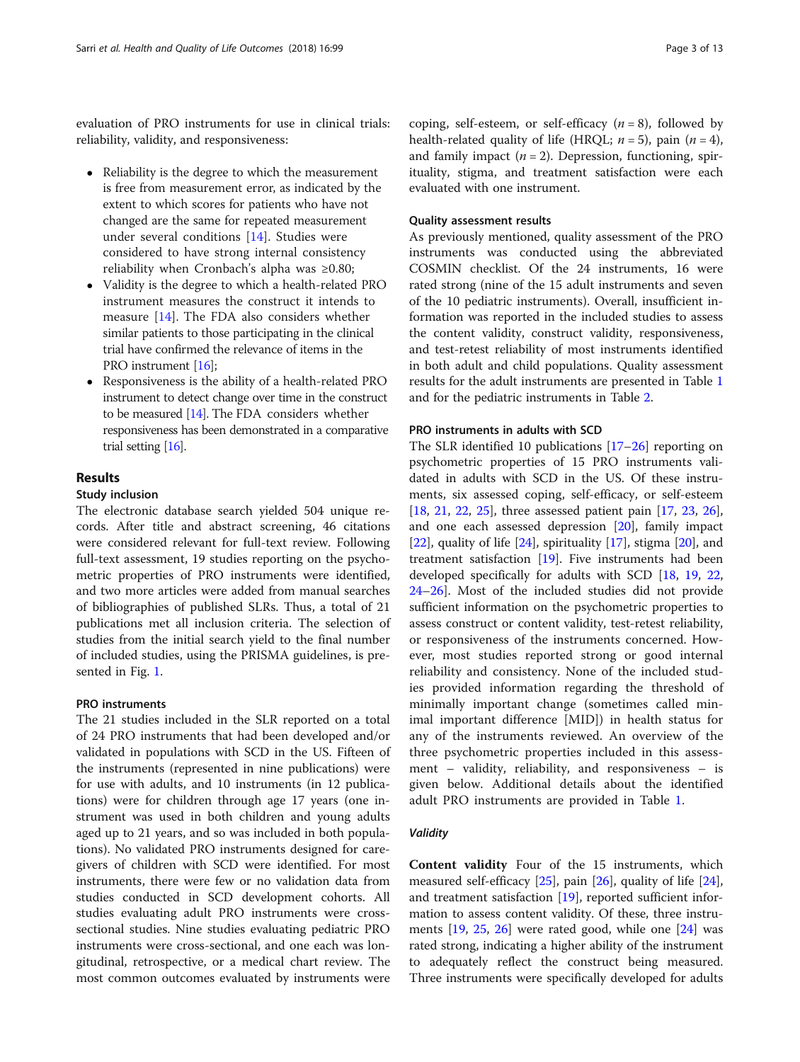evaluation of PRO instruments for use in clinical trials: reliability, validity, and responsiveness:

- Reliability is the degree to which the measurement is free from measurement error, as indicated by the extent to which scores for patients who have not changed are the same for repeated measurement under several conditions [14]. Studies were considered to have strong internal consistency reliability when Cronbach's alpha was ≥0.80;
- Validity is the degree to which a health-related PRO instrument measures the construct it intends to measure [14]. The FDA also considers whether similar patients to those participating in the clinical trial have confirmed the relevance of items in the PRO instrument [16];
- Responsiveness is the ability of a health-related PRO instrument to detect change over time in the construct to be measured [14]. The FDA considers whether responsiveness has been demonstrated in a comparative trial setting [16].

## Results

### Study inclusion

The electronic database search yielded 504 unique records. After title and abstract screening, 46 citations were considered relevant for full-text review. Following full-text assessment, 19 studies reporting on the psychometric properties of PRO instruments were identified, and two more articles were added from manual searches of bibliographies of published SLRs. Thus, a total of 21 publications met all inclusion criteria. The selection of studies from the initial search yield to the final number of included studies, using the PRISMA guidelines, is presented in Fig. 1.

### PRO instruments

The 21 studies included in the SLR reported on a total of 24 PRO instruments that had been developed and/or validated in populations with SCD in the US. Fifteen of the instruments (represented in nine publications) were for use with adults, and 10 instruments (in 12 publications) were for children through age 17 years (one instrument was used in both children and young adults aged up to 21 years, and so was included in both populations). No validated PRO instruments designed for caregivers of children with SCD were identified. For most instruments, there were few or no validation data from studies conducted in SCD development cohorts. All studies evaluating adult PRO instruments were cross-sectional studies. Nine studies evaluating pediatric PRO instruments were cross-sectional, and one each was longitudinal, retrospective, or a medical chart review. The most common outcomes evaluated by instruments were coping, self-esteem, or self-efficacy ($n = 8$), followed by health-related quality of life (HRQL; $n = 5$), pain ($n = 4$), and family impact ($n = 2$). Depression, functioning, spirituality, stigma, and treatment satisfaction were each evaluated with one instrument.

### Quality assessment results

As previously mentioned, quality assessment of the PRO instruments was conducted using the abbreviated COSMIN checklist. Of the 24 instruments, 16 were rated strong (nine of the 15 adult instruments and seven of the 10 pediatric instruments). Overall, insufficient information was reported in the included studies to assess the content validity, construct validity, responsiveness, and test-retest reliability of most instruments identified in both adult and child populations. Quality assessment results for the adult instruments are presented in Table 1 and for the pediatric instruments in Table 2.

### PRO instruments in adults with SCD

The SLR identified 10 publications [17–26] reporting on psychometric properties of 15 PRO instruments validated in adults with SCD in the US. Of these instruments, six assessed coping, self-efficacy, or self-esteem [18, 21, 22, 25], three assessed patient pain [17, 23, 26], and one each assessed depression [20], family impact [22], quality of life [24], spirituality [17], stigma [20], and treatment satisfaction [19]. Five instruments had been developed specifically for adults with SCD [18, 19, 22, 24–26]. Most of the included studies did not provide sufficient information on the psychometric properties to assess construct or content validity, test-retest reliability, or responsiveness of the instruments concerned. However, most studies reported strong or good internal reliability and consistency. None of the included studies provided information regarding the threshold of minimally important change (sometimes called minimal important difference [MID]) in health status for any of the instruments reviewed. An overview of the three psychometric properties included in this assessment – validity, reliability, and responsiveness – is given below. Additional details about the identified adult PRO instruments are provided in Table 1.

#### *Validity*

**Content validity** Four of the 15 instruments, which measured self-efficacy [25], pain [26], quality of life [24], and treatment satisfaction [19], reported sufficient information to assess content validity. Of these, three instruments [19, 25, 26] were rated good, while one [24] was rated strong, indicating a higher ability of the instrument to adequately reflect the construct being measured. Three instruments were specifically developed for adults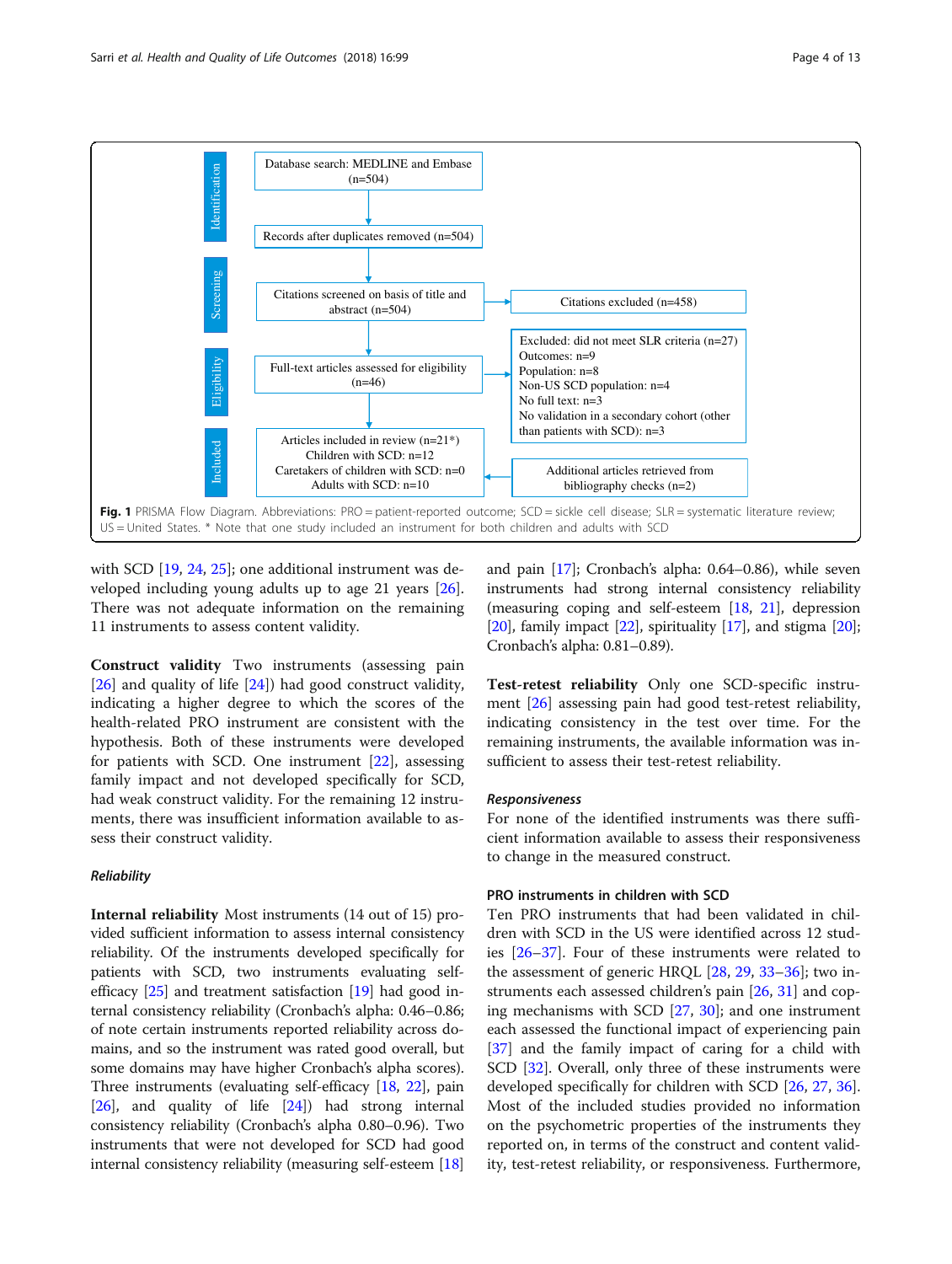Identification

Database search: MEDLINE and Embase (n=504)

Records after duplicates removed (n=504)

Screening

Citations screened on basis of title and abstract (n=504)

Citations excluded (n=458)

Eligibility

Full-text articles assessed for eligibility (n=46)

Excluded: did not meet SLR criteria (n=27)
Outcomes: n=9
Population: n=8
Non-US SCD population: n=4
No full text: n=3
No validation in a secondary cohort (other than patients with SCD): n=3

Included

Articles included in review (n=21*)
Children with SCD: n=12
Caretakers of children with SCD: n=0
Adults with SCD: n=10

Additional articles retrieved from bibliography checks (n=2)

**Fig. 1** PRISMA Flow Diagram. Abbreviations: PRO = patient-reported outcome; SCD = sickle cell disease; SLR = systematic literature review; US = United States. * Note that one study included an instrument for both children and adults with SCD

with SCD [19, 24, 25]; one additional instrument was developed including young adults up to age 21 years [26]. There was not adequate information on the remaining 11 instruments to assess content validity.

**Construct validity** Two instruments (assessing pain [26] and quality of life [24]) had good construct validity, indicating a higher degree to which the scores of the health-related PRO instrument are consistent with the hypothesis. Both of these instruments were developed for patients with SCD. One instrument [22], assessing family impact and not developed specifically for SCD, had weak construct validity. For the remaining 12 instruments, there was insufficient information available to assess their construct validity.

### *Reliability*

**Internal reliability** Most instruments (14 out of 15) provided sufficient information to assess internal consistency reliability. Of the instruments developed specifically for patients with SCD, two instruments evaluating self-efficacy [25] and treatment satisfaction [19] had good internal consistency reliability (Cronbach's alpha: 0.46–0.86; of note certain instruments reported reliability across domains, and so the instrument was rated good overall, but some domains may have higher Cronbach's alpha scores). Three instruments (evaluating self-efficacy [18, 22], pain [26], and quality of life [24]) had strong internal consistency reliability (Cronbach's alpha 0.80–0.96). Two instruments that were not developed for SCD had good internal consistency reliability (measuring self-esteem [18] and pain [17]; Cronbach's alpha: 0.64–0.86), while seven instruments had strong internal consistency reliability (measuring coping and self-esteem [18, 21], depression [20], family impact [22], spirituality [17], and stigma [20]; Cronbach's alpha: 0.81–0.89).

**Test-retest reliability** Only one SCD-specific instrument [26] assessing pain had good test-retest reliability, indicating consistency in the test over time. For the remaining instruments, the available information was insufficient to assess their test-retest reliability.

### *Responsiveness*

For none of the identified instruments was there sufficient information available to assess their responsiveness to change in the measured construct.

### PRO instruments in children with SCD

Ten PRO instruments that had been validated in children with SCD in the US were identified across 12 studies [26–37]. Four of these instruments were related to the assessment of generic HRQL [28, 29, 33–36]; two instruments each assessed children's pain [26, 31] and coping mechanisms with SCD [27, 30]; and one instrument each assessed the functional impact of experiencing pain [37] and the family impact of caring for a child with SCD [32]. Overall, only three of these instruments were developed specifically for children with SCD [26, 27, 36]. Most of the included studies provided no information on the psychometric properties of the instruments they reported on, in terms of the construct and content validity, test-retest reliability, or responsiveness. Furthermore,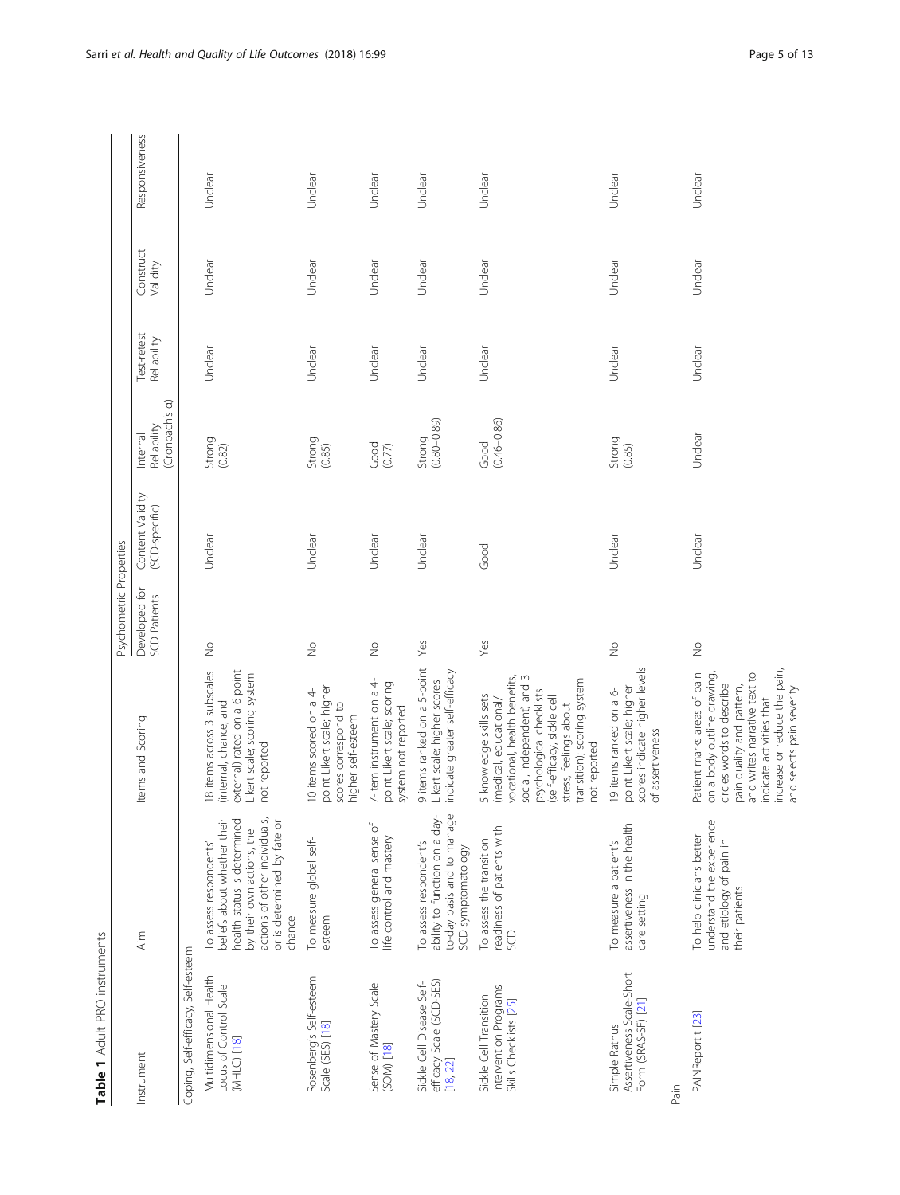**Table 1** Adult PRO instruments

| Instrument | Aim | Items and Scoring | Psychometric Properties | | | | | |
|---|---|---|---|---|---|---|---|---|
| | | | Developed for SCD Patients | Content Validity (SCD-specific) | Internal Reliability (Cronbach's α) | Test-retest Reliability | Construct Validity | Responsiveness |
| Coping, Self-efficacy, Self-esteem | | | | | | | | |
| Multidimensional Health Locus of Control Scale (MHLC) [18] | To assess respondents' beliefs about whether their health status is determined by their own actions, the actions of other individuals, or is determined by fate or chance | 18 items across 3 subscales (internal, chance, and external) rated on a 6-point Likert scale; scoring system not reported | No | Unclear | Strong (0.82) | Unclear | Unclear | Unclear |
| Rosenberg's Self-esteem Scale (SES) [18] | To measure global self-esteem | 10 items scored on a 4-point Likert scale; higher scores correspond to higher self-esteem | No | Unclear | Strong (0.85) | Unclear | Unclear | Unclear |
| Sense of Mastery Scale (SOM) [18] | To assess general sense of life control and mastery | 7-item instrument on a 4-point Likert scale; scoring system not reported | No | Unclear | Good (0.77) | Unclear | Unclear | Unclear |
| Sickle Cell Disease Self-efficacy Scale (SCD-SES) [18, 22] | To assess respondent's ability to function on a day-to-day basis and to manage SCD symptomatology | 9 items ranked on a 5-point Likert scale; higher scores indicate greater self-efficacy | Yes | Unclear | Strong (0.80–0.89) | Unclear | Unclear | Unclear |
| Sickle Cell Transition Intervention Programs Skills Checklists [25] | To assess the transition readiness of patients with SCD | 5 knowledge skills sets (medical, educational/vocational, health benefits, social, independent) and 3 psychological checklists (self-efficacy, sickle cell stress, feelings about transition); scoring system not reported | Yes | Good | Good (0.46–0.86) | Unclear | Unclear | Unclear |
| Simple Rathus Assertiveness Scale-Short Form (SRAS-SF) [21] | To measure a patient's assertiveness in the health care setting | 19 items ranked on a 6-point Likert scale; higher scores indicate higher levels of assertiveness | No | Unclear | Strong (0.85) | Unclear | Unclear | Unclear |
| Pain | | | | | | | | |
| PAINReportIt [23] | To help clinicians better understand the experience and etiology of pain in their patients | Patient marks areas of pain on a body outline drawing, circles words to describe pain quality and pattern, and writes narrative text to indicate activities that increase or reduce the pain, and selects pain severity | No | Unclear | Unclear | Unclear | Unclear | Unclear |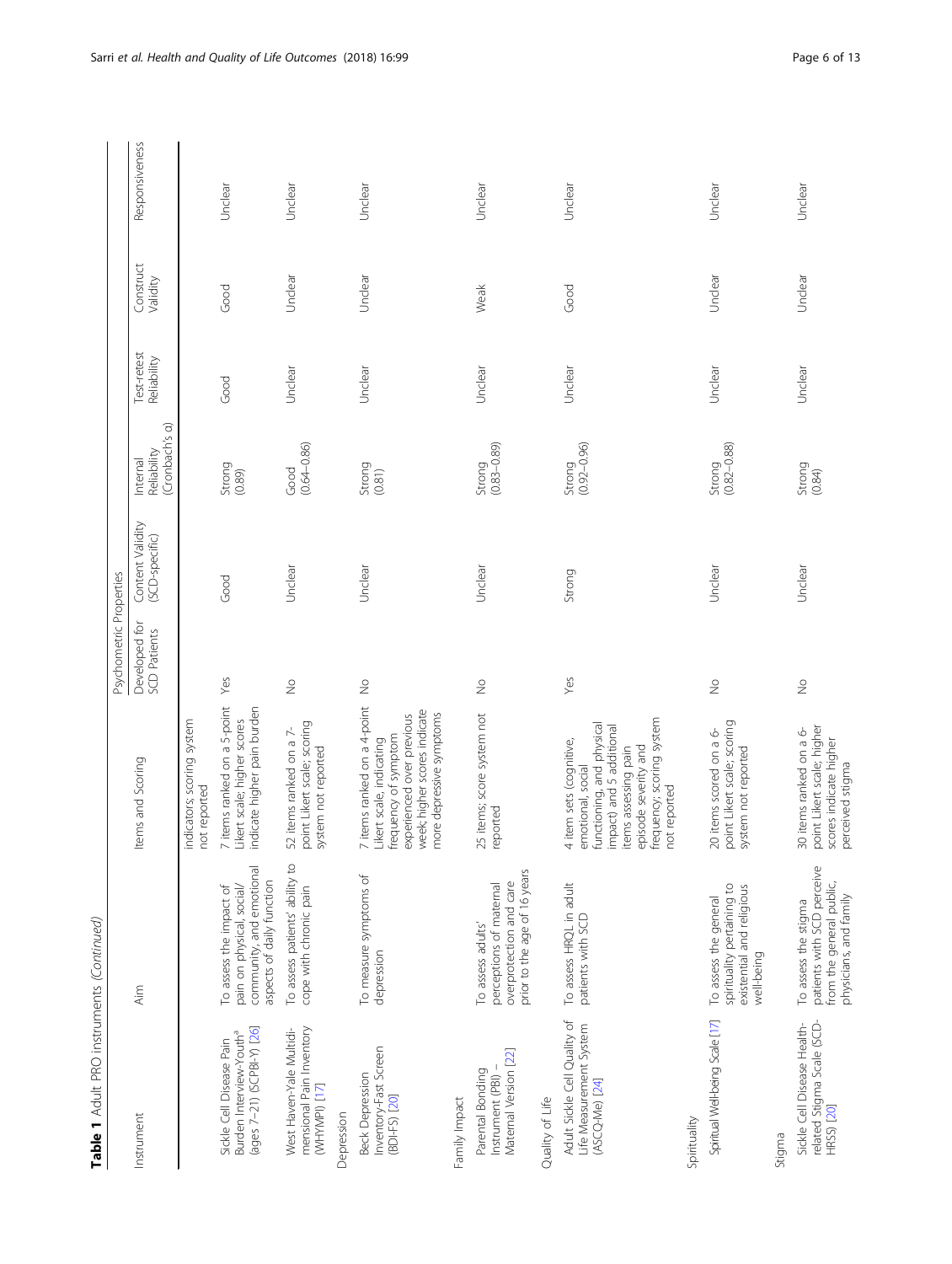**Table 1** Adult PRO instruments *(Continued)*

| Instrument | Aim | Items and Scoring | Psychometric Properties | | | | | |
|---|---|---|---|---|---|---|---|---|
| | | | Developed for SCD Patients | Content Validity (SCD-specific) | Internal Reliability (Cronbach's α) | Test-retest Reliability | Construct Validity | Responsiveness |
| | | indicators; scoring system not reported | | | | | | |
| Sickle Cell Disease Pain Burden Interview-Youth[a] (ages 7–21) (SCPBI-Y) [26] | To assess the impact of pain on physical, social/community, and emotional aspects of daily function | 7 items ranked on a 5-point Likert scale; higher scores indicate higher pain burden | Yes | Good | Strong (0.89) | Good | Good | Unclear |
| West Haven-Yale Multidimensional Pain Inventory (WHYMPI) [17] | To assess patients' ability to cope with chronic pain | 52 items ranked on a 7-point Likert scale; scoring system not reported | No | Unclear | Good (0.64–0.86) | Unclear | Unclear | Unclear |
| Depression | | | | | | | | |
| Beck Depression Inventory-Fast Screen (BDI-FS) [20] | To measure symptoms of depression | 7 items ranked on a 4-point Likert scale, indicating frequency of symptom experienced over previous week; higher scores indicate more depressive symptoms | No | Unclear | Strong (0.81) | Unclear | Unclear | Unclear |
| Family Impact | | | | | | | | |
| Parental Bonding Instrument (PBI) – Maternal Version [22] | To assess adults' perceptions of maternal overprotection and care prior to the age of 16 years | 25 items; score system not reported | No | Unclear | Strong (0.83–0.89) | Unclear | Weak | Unclear |
| Quality of Life | | | | | | | | |
| Adult Sickle Cell Quality of Life Measurement System (ASCQ-Me) [24] | To assess HRQL in adult patients with SCD | 4 item sets (cognitive, emotional, social functioning, and physical impact) and 5 additional items assessing pain episode severity and frequency; scoring system not reported | Yes | Strong | Strong (0.92–0.96) | Unclear | Good | Unclear |
| Spirituality | | | | | | | | |
| Spiritual Well-being Scale [17] | To assess the general spirituality pertaining to existential and religious well-being | 20 items scored on a 6-point Likert scale; scoring system not reported | No | Unclear | Strong (0.82–0.88) | Unclear | Unclear | Unclear |
| Stigma | | | | | | | | |
| Sickle Cell Disease Health-related Stigma Scale (SCD-HRSS) [20] | To assess the stigma patients with SCD perceive from the general public, physicians, and family | 30 items ranked on a 6-point Likert scale; higher scores indicate higher perceived stigma | No | Unclear | Strong (0.84) | Unclear | Unclear | Unclear |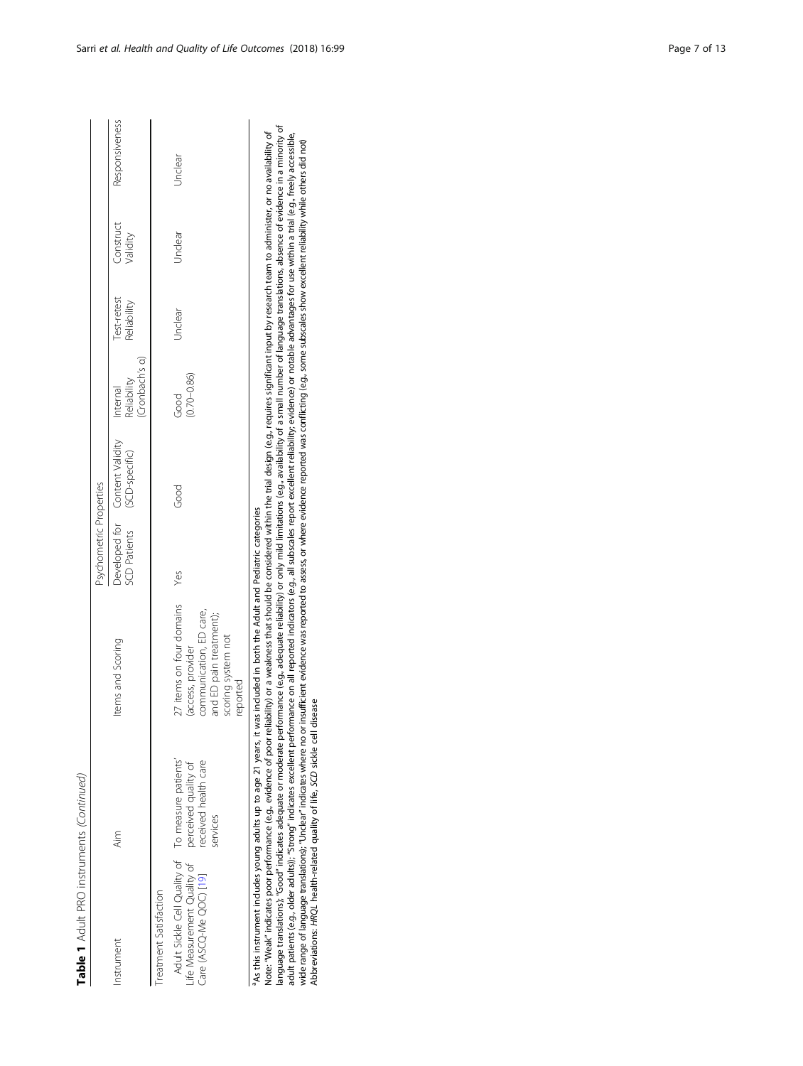**Table 1** Adult PRO instruments *(Continued)*

| Instrument | Aim | Items and Scoring | Psychometric Properties | | | | | |
|---|---|---|---|---|---|---|---|---|
| | | | Developed for SCD Patients | Content Validity (SCD-specific) | Internal Reliability (Cronbach's α) | Test-retest Reliability | Construct Validity | Responsiveness |
| Treatment Satisfaction | | | | | | | | |
| Adult Sickle Cell Quality of Life Measurement Quality of Care (ASCQ-Me QOC) [19] | To measure patients' perceived quality of received health care services | 27 items on four domains (access, provider communication, ED care, and ED pain treatment); scoring system not reported | Yes | Good | Good (0.70–0.86) | Unclear | Unclear | Unclear |

[a]As this instrument includes young adults up to age 21 years, it was included in both the Adult and Pediatric categories

Note: "Weak" indicates poor performance (e.g., evidence of poor reliability) or a weakness that should be considered within the trial design (e.g., requires significant input by research team to administer, or no availability of language translations); "Good" indicates adequate or moderate performance (e.g., adequate reliability) or only mild limitations (e.g., availability of a small number of language translations, absence of evidence in a minority of adult patients (e.g., older adults)); "Strong" indicates excellent performance on all reported indicators (e.g., all subscales report excellent reliability; evidence) or notable advantages for use within a trial (e.g., freely accessible, wide range of language translations); "Unclear" indicates where no or insufficient evidence was reported to assess, or where evidence reported was conflicting (e.g., some subscales show excellent reliability while others did not)

Abbreviations: *HRQL* health-related quality of life, *SCD* sickle cell disease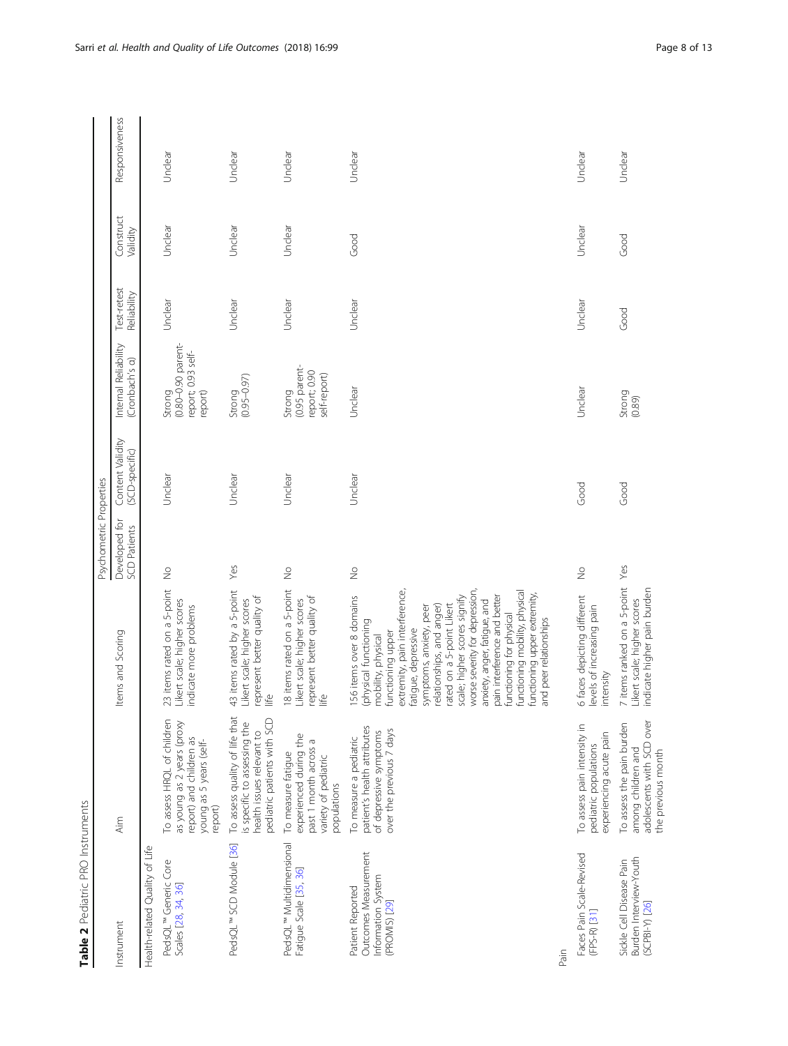**Table 2** Pediatric PRO Instruments

| Instrument | Aim | Items and Scoring | Psychometric Properties | | | | | |
|---|---|---|---|---|---|---|---|---|
| | | | Developed for SCD Patients | Content Validity (SCD-specific) | Internal Reliability (Cronbach's α) | Test-retest Reliability | Construct Validity | Responsiveness |
| Health-related Quality of Life | | | | | | | | |
| PedsQL™ Generic Core Scales [28, 34, 36] | To assess HRQL of children as young as 2 years (proxy report) and children as young as 5 years (self-report) | 23 items rated on a 5-point Likert scale; higher scores indicate more problems | No | Unclear | Strong (0.80–0.90 parent-report; 0.93 self-report) | Unclear | Unclear | Unclear |
| PedsQL™ SCD Module [36] | To assess quality of life that is specific to assessing the health issues relevant to pediatric patients with SCD | 43 items rated by a 5-point Likert scale; higher scores represent better quality of life | Yes | Unclear | Strong (0.95–0.97) | Unclear | Unclear | Unclear |
| PedsQL™ Multidimensional Fatigue Scale [35, 36] | To measure fatigue experienced during the past 1 month across a variety of pediatric populations | 18 items rated on a 5-point Likert scale; higher scores represent better quality of life | No | Unclear | Strong (0.95 parent-report; 0.90 self-report) | Unclear | Unclear | Unclear |
| Patient Reported Outcomes Measurement Information System (PROMIS) [29] | To measure a pediatric patient's health attributes of depressive symptoms over the previous 7 days | 156 items over 8 domains (physical functioning mobility, physical functioning upper extremity, pain interference, fatigue, depressive symptoms, anxiety, peer relationships, and anger) rated on a 5-point Likert scale; higher scores signify worse severity for depression, anxiety, anger, fatigue, and pain interference and better functioning for physical functioning mobility, physical functioning upper extremity, and peer relationships | No | Unclear | Unclear | Unclear | Good | Unclear |
| Pain | | | | | | | | |
| Faces Pain Scale-Revised (FPS-R) [31] | To assess pain intensity in pediatric populations experiencing acute pain | 6 faces depicting different levels of increasing pain intensity | No | Good | Unclear | Unclear | Unclear | Unclear |
| Sickle Cell Disease Pain Burden Interview-Youth (SCPBI-Y) [26] | To assess the pain burden among children and adolescents with SCD over the previous month | 7 items ranked on a 5-point Likert scale; higher scores indicate higher pain burden | Yes | Good | Strong (0.89) | Good | Good | Unclear |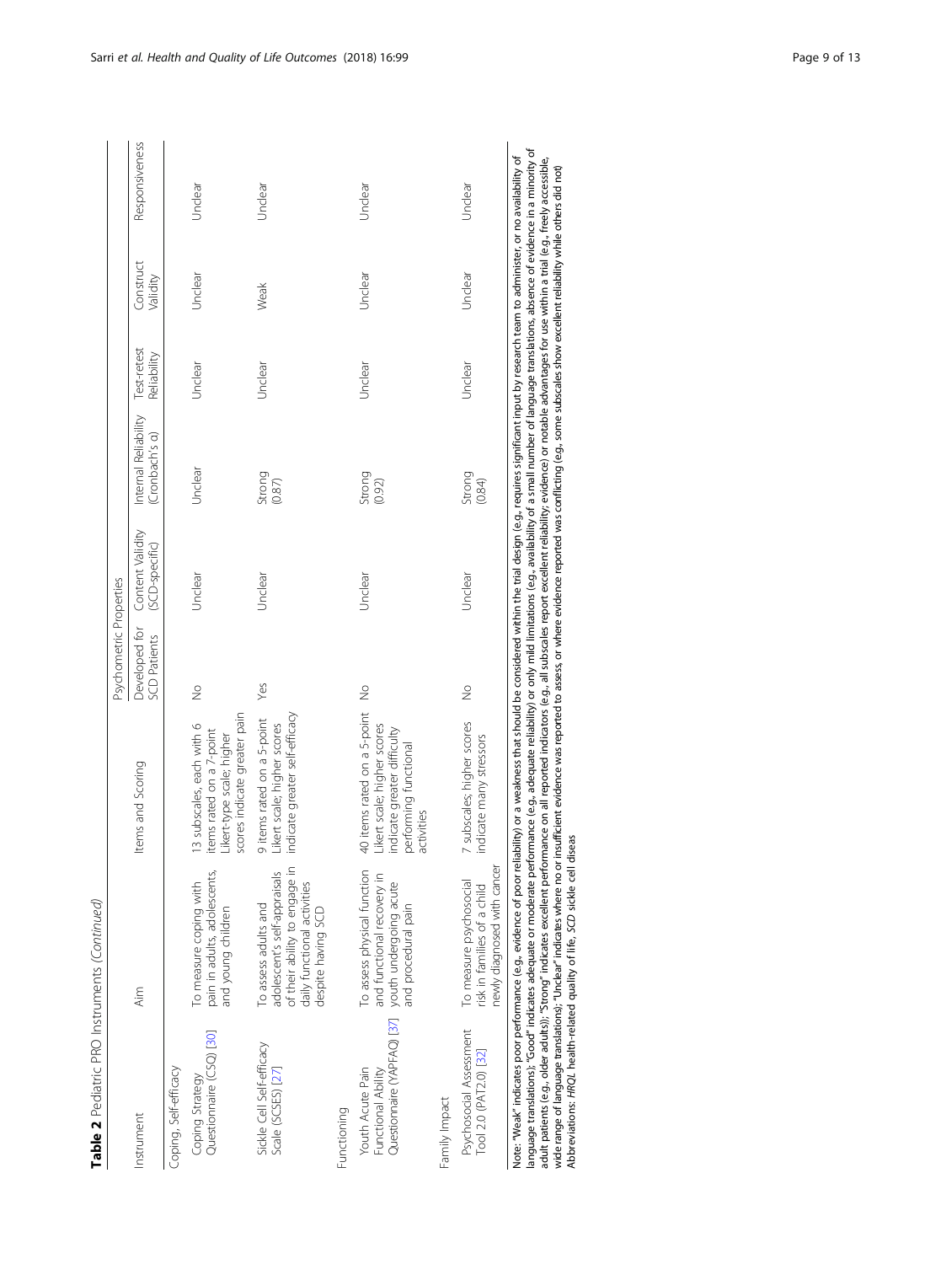**Table 2** Pediatric PRO Instruments *(Continued)*

| Instrument | Aim | Items and Scoring | Psychometric Properties | | | | | |
|---|---|---|---|---|---|---|---|---|
| | | | Developed for SCD Patients | Content Validity (SCD-specific) | Internal Reliability (Cronbach's α) | Test-retest Reliability | Construct Validity | Responsiveness |
| *Coping, Self-efficacy* | | | | | | | | |
| Coping Strategy Questionnaire (CSQ) [30] | To measure coping with pain in adults, adolescents, and young children | 13 subscales, each with 6 items rated on a 7-point Likert-type scale; higher scores indicate greater pain | No | Unclear | Unclear | Unclear | Unclear | Unclear |
| Sickle Cell Self-efficacy Scale (SCSES) [27] | To assess adults and adolescent's self-appraisals of their ability to engage in daily functional activities despite having SCD | 9 items rated on a 5-point Likert scale; higher scores indicate greater self-efficacy | Yes | Unclear | Strong (0.87) | Unclear | Weak | Unclear |
| *Functioning* | | | | | | | | |
| Youth Acute Pain Functional Ability Questionnaire (YAPFAQ) [37] | To assess physical function and functional recovery in youth undergoing acute and procedural pain | 40 items rated on a 5-point Likert scale; higher scores indicate greater difficulty performing functional activities | No | Unclear | Strong (0.92) | Unclear | Unclear | Unclear |
| *Family Impact* | | | | | | | | |
| Psychosocial Assessment Tool 2.0 (PAT2.0) [32] | To measure psychosocial risk in families of a child newly diagnosed with cancer | 7 subscales; higher scores indicate many stressors | No | Unclear | Strong (0.84) | Unclear | Unclear | Unclear |

Note: "Weak" indicates poor performance (e.g., evidence of poor reliability) or a weakness that should be considered within the trial design (e.g., requires significant input by research team to administer, or no availability of language translations); "Good" indicates adequate or moderate performance (e.g., adequate reliability) or only mild limitations (e.g., availability of a small number of language translations, absence of evidence in a minority of adult patients (e.g., older adults)); "Strong" indicates excellent performance on all reported indicators (e.g., all subscales report excellent reliability; evidence) or notable advantages for use within a trial (e.g., freely accessible, wide range of language translations); "Unclear" indicates where no or insufficient evidence was reported to assess, or where evidence reported was conflicting (e.g., some subscales show excellent reliability while others did not)
Abbreviations: *HRQL* health-related quality of life, *SCD* sickle cell diseas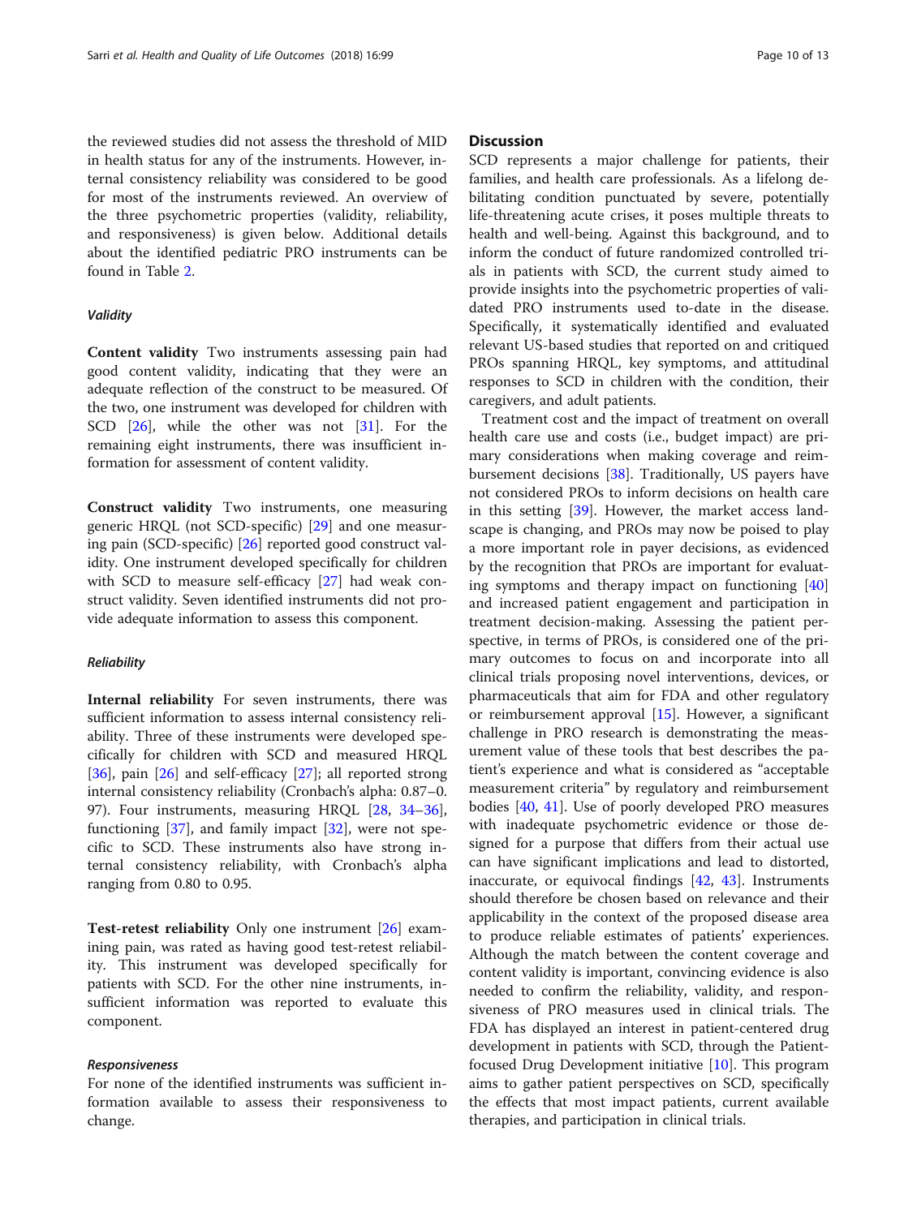the reviewed studies did not assess the threshold of MID in health status for any of the instruments. However, internal consistency reliability was considered to be good for most of the instruments reviewed. An overview of the three psychometric properties (validity, reliability, and responsiveness) is given below. Additional details about the identified pediatric PRO instruments can be found in Table 2.

#### Validity

**Content validity** Two instruments assessing pain had good content validity, indicating that they were an adequate reflection of the construct to be measured. Of the two, one instrument was developed for children with SCD [26], while the other was not [31]. For the remaining eight instruments, there was insufficient information for assessment of content validity.

**Construct validity** Two instruments, one measuring generic HRQL (not SCD-specific) [29] and one measuring pain (SCD-specific) [26] reported good construct validity. One instrument developed specifically for children with SCD to measure self-efficacy [27] had weak construct validity. Seven identified instruments did not provide adequate information to assess this component.

#### Reliability

**Internal reliability** For seven instruments, there was sufficient information to assess internal consistency reliability. Three of these instruments were developed specifically for children with SCD and measured HRQL [36], pain [26] and self-efficacy [27]; all reported strong internal consistency reliability (Cronbach's alpha: 0.87–0.97). Four instruments, measuring HRQL [28, 34–36], functioning [37], and family impact [32], were not specific to SCD. These instruments also have strong internal consistency reliability, with Cronbach's alpha ranging from 0.80 to 0.95.

**Test-retest reliability** Only one instrument [26] examining pain, was rated as having good test-retest reliability. This instrument was developed specifically for patients with SCD. For the other nine instruments, insufficient information was reported to evaluate this component.

#### Responsiveness

For none of the identified instruments was sufficient information available to assess their responsiveness to change.

## Discussion

SCD represents a major challenge for patients, their families, and health care professionals. As a lifelong debilitating condition punctuated by severe, potentially life-threatening acute crises, it poses multiple threats to health and well-being. Against this background, and to inform the conduct of future randomized controlled trials in patients with SCD, the current study aimed to provide insights into the psychometric properties of validated PRO instruments used to-date in the disease. Specifically, it systematically identified and evaluated relevant US-based studies that reported on and critiqued PROs spanning HRQL, key symptoms, and attitudinal responses to SCD in children with the condition, their caregivers, and adult patients.

Treatment cost and the impact of treatment on overall health care use and costs (i.e., budget impact) are primary considerations when making coverage and reimbursement decisions [38]. Traditionally, US payers have not considered PROs to inform decisions on health care in this setting [39]. However, the market access landscape is changing, and PROs may now be poised to play a more important role in payer decisions, as evidenced by the recognition that PROs are important for evaluating symptoms and therapy impact on functioning [40] and increased patient engagement and participation in treatment decision-making. Assessing the patient perspective, in terms of PROs, is considered one of the primary outcomes to focus on and incorporate into all clinical trials proposing novel interventions, devices, or pharmaceuticals that aim for FDA and other regulatory or reimbursement approval [15]. However, a significant challenge in PRO research is demonstrating the measurement value of these tools that best describes the patient's experience and what is considered as "acceptable measurement criteria" by regulatory and reimbursement bodies [40, 41]. Use of poorly developed PRO measures with inadequate psychometric evidence or those designed for a purpose that differs from their actual use can have significant implications and lead to distorted, inaccurate, or equivocal findings [42, 43]. Instruments should therefore be chosen based on relevance and their applicability in the context of the proposed disease area to produce reliable estimates of patients' experiences. Although the match between the content coverage and content validity is important, convincing evidence is also needed to confirm the reliability, validity, and responsiveness of PRO measures used in clinical trials. The FDA has displayed an interest in patient-centered drug development in patients with SCD, through the Patient-focused Drug Development initiative [10]. This program aims to gather patient perspectives on SCD, specifically the effects that most impact patients, current available therapies, and participation in clinical trials.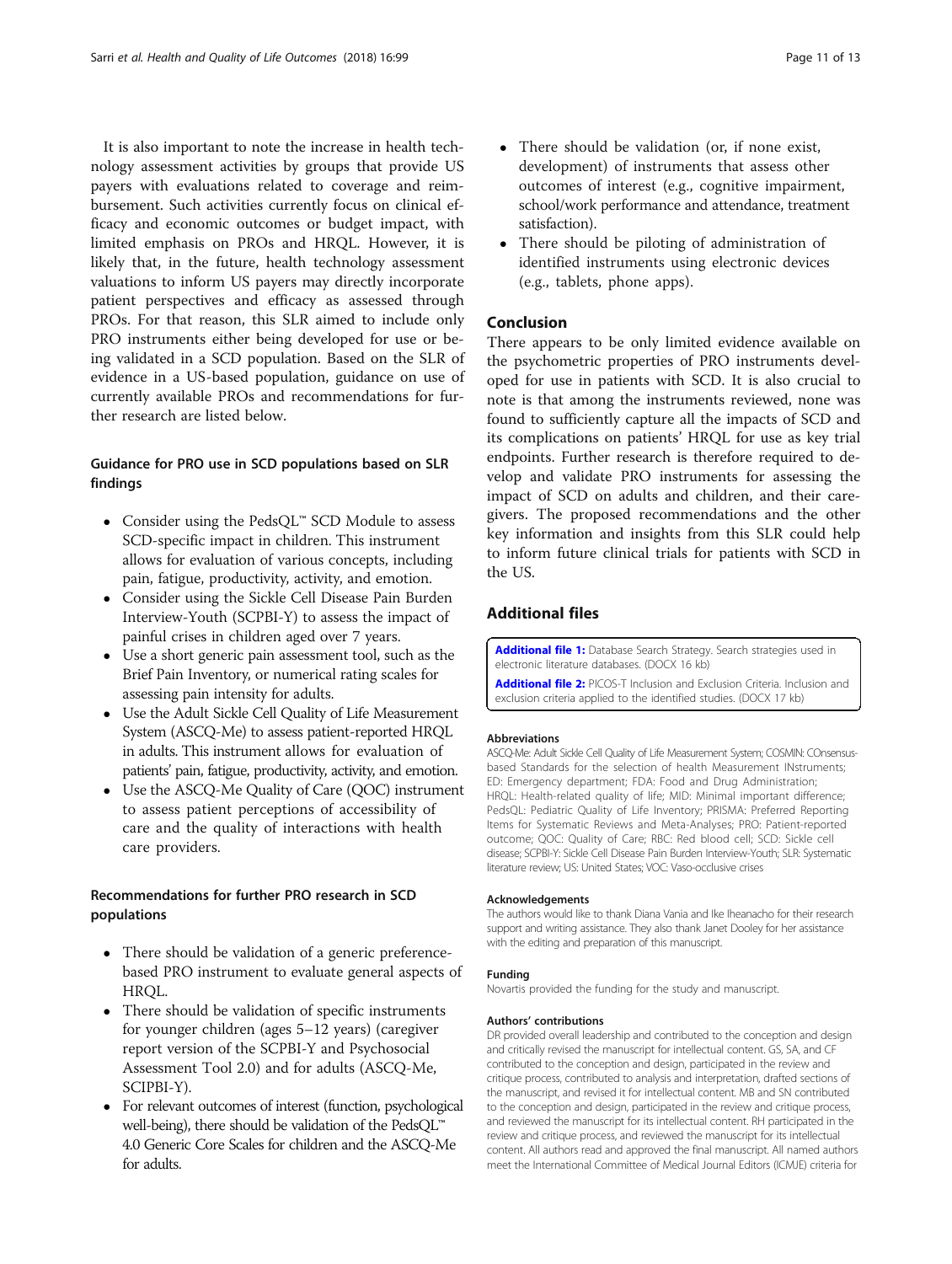It is also important to note the increase in health technology assessment activities by groups that provide US payers with evaluations related to coverage and reimbursement. Such activities currently focus on clinical efficacy and economic outcomes or budget impact, with limited emphasis on PROs and HRQL. However, it is likely that, in the future, health technology assessment valuations to inform US payers may directly incorporate patient perspectives and efficacy as assessed through PROs. For that reason, this SLR aimed to include only PRO instruments either being developed for use or being validated in a SCD population. Based on the SLR of evidence in a US-based population, guidance on use of currently available PROs and recommendations for further research are listed below.

### Guidance for PRO use in SCD populations based on SLR findings

- Consider using the PedsQL™ SCD Module to assess SCD-specific impact in children. This instrument allows for evaluation of various concepts, including pain, fatigue, productivity, activity, and emotion.
- Consider using the Sickle Cell Disease Pain Burden Interview-Youth (SCPBI-Y) to assess the impact of painful crises in children aged over 7 years.
- Use a short generic pain assessment tool, such as the Brief Pain Inventory, or numerical rating scales for assessing pain intensity for adults.
- Use the Adult Sickle Cell Quality of Life Measurement System (ASCQ-Me) to assess patient-reported HRQL in adults. This instrument allows for evaluation of patients' pain, fatigue, productivity, activity, and emotion.
- Use the ASCQ-Me Quality of Care (QOC) instrument to assess patient perceptions of accessibility of care and the quality of interactions with health care providers.

### Recommendations for further PRO research in SCD populations

- There should be validation of a generic preference-based PRO instrument to evaluate general aspects of HRQL.
- There should be validation of specific instruments for younger children (ages 5–12 years) (caregiver report version of the SCPBI-Y and Psychosocial Assessment Tool 2.0) and for adults (ASCQ-Me, SCIPBI-Y).
- For relevant outcomes of interest (function, psychological well-being), there should be validation of the PedsQL™ 4.0 Generic Core Scales for children and the ASCQ-Me for adults.
- There should be validation (or, if none exist, development) of instruments that assess other outcomes of interest (e.g., cognitive impairment, school/work performance and attendance, treatment satisfaction).
- There should be piloting of administration of identified instruments using electronic devices (e.g., tablets, phone apps).

## Conclusion

There appears to be only limited evidence available on the psychometric properties of PRO instruments developed for use in patients with SCD. It is also crucial to note is that among the instruments reviewed, none was found to sufficiently capture all the impacts of SCD and its complications on patients' HRQL for use as key trial endpoints. Further research is therefore required to develop and validate PRO instruments for assessing the impact of SCD on adults and children, and their caregivers. The proposed recommendations and the other key information and insights from this SLR could help to inform future clinical trials for patients with SCD in the US.

## Additional files

**Additional file 1:** Database Search Strategy. Search strategies used in electronic literature databases. (DOCX 16 kb)

**Additional file 2:** PICOS-T Inclusion and Exclusion Criteria. Inclusion and exclusion criteria applied to the identified studies. (DOCX 17 kb)

#### Abbreviations

ASCQ-Me: Adult Sickle Cell Quality of Life Measurement System; COSMIN: COnsensus-based Standards for the selection of health Measurement INstruments; ED: Emergency department; FDA: Food and Drug Administration; HRQL: Health-related quality of life; MID: Minimal important difference; PedsQL: Pediatric Quality of Life Inventory; PRISMA: Preferred Reporting Items for Systematic Reviews and Meta-Analyses; PRO: Patient-reported outcome; QOC: Quality of Care; RBC: Red blood cell; SCD: Sickle cell disease; SCPBI-Y: Sickle Cell Disease Pain Burden Interview-Youth; SLR: Systematic literature review; US: United States; VOC: Vaso-occlusive crises

#### Acknowledgements

The authors would like to thank Diana Vania and Ike Iheanacho for their research support and writing assistance. They also thank Janet Dooley for her assistance with the editing and preparation of this manuscript.

#### Funding

Novartis provided the funding for the study and manuscript.

#### Authors' contributions

DR provided overall leadership and contributed to the conception and design and critically revised the manuscript for intellectual content. GS, SA, and CF contributed to the conception and design, participated in the review and critique process, contributed to analysis and interpretation, drafted sections of the manuscript, and revised it for intellectual content. MB and SN contributed to the conception and design, participated in the review and critique process, and reviewed the manuscript for its intellectual content. RH participated in the review and critique process, and reviewed the manuscript for its intellectual content. All authors read and approved the final manuscript. All named authors meet the International Committee of Medical Journal Editors (ICMJE) criteria for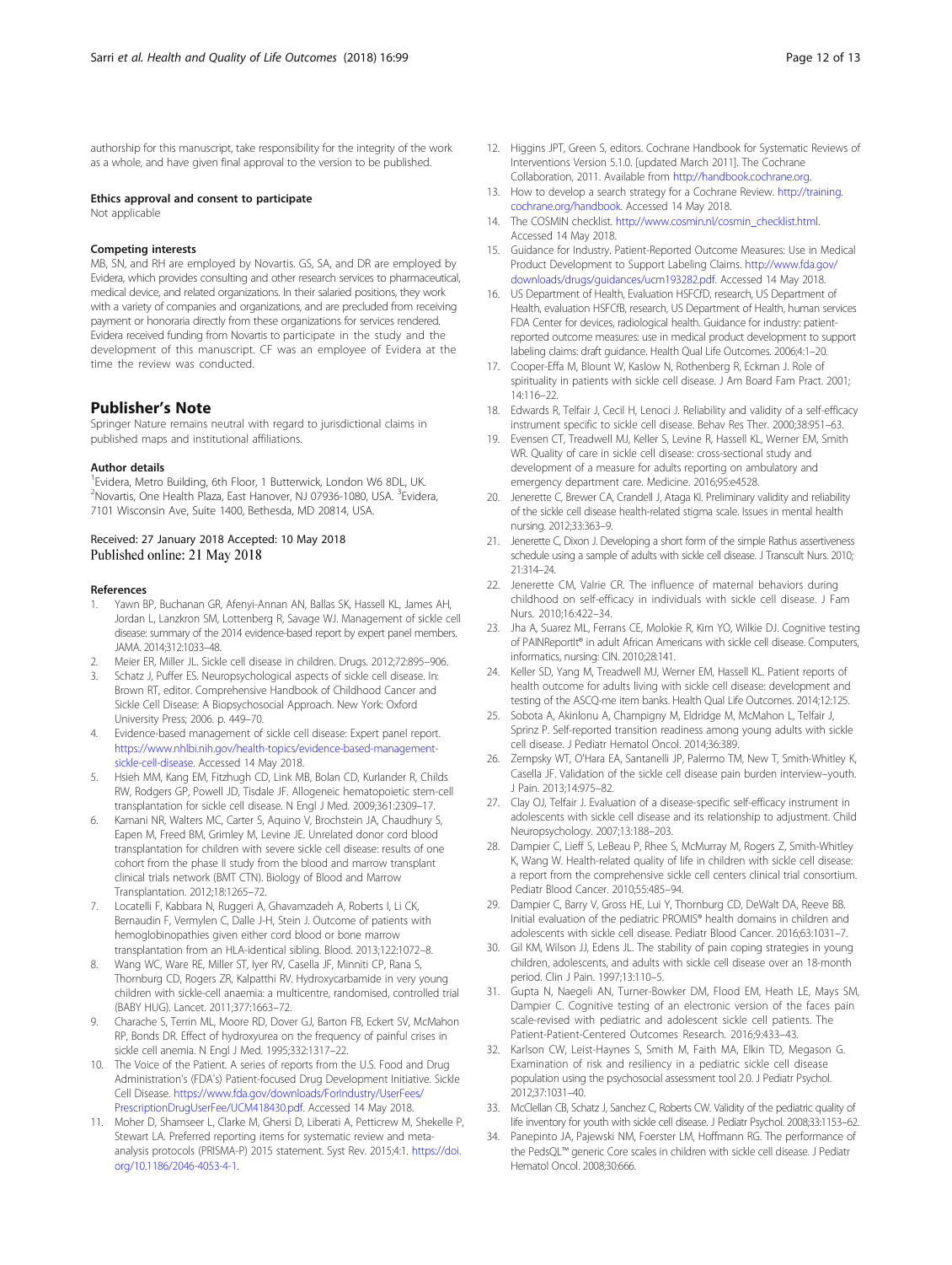authorship for this manuscript, take responsibility for the integrity of the work as a whole, and have given final approval to the version to be published.

### Ethics approval and consent to participate

Not applicable

### Competing interests

MB, SN, and RH are employed by Novartis. GS, SA, and DR are employed by Evidera, which provides consulting and other research services to pharmaceutical, medical device, and related organizations. In their salaried positions, they work with a variety of companies and organizations, and are precluded from receiving payment or honoraria directly from these organizations for services rendered. Evidera received funding from Novartis to participate in the study and the development of this manuscript. CF was an employee of Evidera at the time the review was conducted.

## Publisher's Note

Springer Nature remains neutral with regard to jurisdictional claims in published maps and institutional affiliations.

### Author details

[1]Evidera, Metro Building, 6th Floor, 1 Butterwick, London W6 8DL, UK. [2]Novartis, One Health Plaza, East Hanover, NJ 07936-1080, USA. [3]Evidera, 7101 Wisconsin Ave, Suite 1400, Bethesda, MD 20814, USA.

Received: 27 January 2018 Accepted: 10 May 2018
Published online: 21 May 2018

### References

1. Yawn BP, Buchanan GR, Afenyi-Annan AN, Ballas SK, Hassell KL, James AH, Jordan L, Lanzkron SM, Lottenberg R, Savage WJ. Management of sickle cell disease: summary of the 2014 evidence-based report by expert panel members. JAMA. 2014;312:1033–48.
2. Meier ER, Miller JL. Sickle cell disease in children. Drugs. 2012;72:895–906.
3. Schatz J, Puffer ES. Neuropsychological aspects of sickle cell disease. In: Brown RT, editor. Comprehensive Handbook of Childhood Cancer and Sickle Cell Disease: A Biopsychosocial Approach. New York: Oxford University Press; 2006. p. 449–70.
4. Evidence-based management of sickle cell disease: Expert panel report. https://www.nhlbi.nih.gov/health-topics/evidence-based-management-sickle-cell-disease. Accessed 14 May 2018.
5. Hsieh MM, Kang EM, Fitzhugh CD, Link MB, Bolan CD, Kurlander R, Childs RW, Rodgers GP, Powell JD, Tisdale JF. Allogeneic hematopoietic stem-cell transplantation for sickle cell disease. N Engl J Med. 2009;361:2309–17.
6. Kamani NR, Walters MC, Carter S, Aquino V, Brochstein JA, Chaudhury S, Eapen M, Freed BM, Grimley M, Levine JE. Unrelated donor cord blood transplantation for children with severe sickle cell disease: results of one cohort from the phase II study from the blood and marrow transplant clinical trials network (BMT CTN). Biology of Blood and Marrow Transplantation. 2012;18:1265–72.
7. Locatelli F, Kabbara N, Ruggeri A, Ghavamzadeh A, Roberts I, Li CK, Bernaudin F, Vermylen C, Dalle J-H, Stein J. Outcome of patients with hemoglobinopathies given either cord blood or bone marrow transplantation from an HLA-identical sibling. Blood. 2013;122:1072–8.
8. Wang WC, Ware RE, Miller ST, Iyer RV, Casella JF, Minniti CP, Rana S, Thornburg CD, Rogers ZR, Kalpatthi RV. Hydroxycarbamide in very young children with sickle-cell anaemia: a multicentre, randomised, controlled trial (BABY HUG). Lancet. 2011;377:1663–72.
9. Charache S, Terrin ML, Moore RD, Dover GJ, Barton FB, Eckert SV, McMahon RP, Bonds DR. Effect of hydroxyurea on the frequency of painful crises in sickle cell anemia. N Engl J Med. 1995;332:1317–22.
10. The Voice of the Patient. A series of reports from the U.S. Food and Drug Administration's (FDA's) Patient-focused Drug Development Initiative. Sickle Cell Disease. https://www.fda.gov/downloads/ForIndustry/UserFees/PrescriptionDrugUserFee/UCM418430.pdf. Accessed 14 May 2018.
11. Moher D, Shamseer L, Clarke M, Ghersi D, Liberati A, Petticrew M, Shekelle P, Stewart LA. Preferred reporting items for systematic review and meta-analysis protocols (PRISMA-P) 2015 statement. Syst Rev. 2015;4:1. https://doi.org/10.1186/2046-4053-4-1.
12. Higgins JPT, Green S, editors. Cochrane Handbook for Systematic Reviews of Interventions Version 5.1.0. [updated March 2011]. The Cochrane Collaboration, 2011. Available from http://handbook.cochrane.org.
13. How to develop a search strategy for a Cochrane Review. http://training.cochrane.org/handbook. Accessed 14 May 2018.
14. The COSMIN checklist. http://www.cosmin.nl/cosmin_checklist.html. Accessed 14 May 2018.
15. Guidance for Industry. Patient-Reported Outcome Measures: Use in Medical Product Development to Support Labeling Claims. http://www.fda.gov/downloads/drugs/guidances/ucm193282.pdf. Accessed 14 May 2018.
16. US Department of Health, Evaluation HSFCfD, research, US Department of Health, evaluation HSFCfB, research, US Department of Health, human services FDA Center for devices, radiological health. Guidance for industry: patient-reported outcome measures: use in medical product development to support labeling claims: draft guidance. Health Qual Life Outcomes. 2006;4:1–20.
17. Cooper-Effa M, Blount W, Kaslow N, Rothenberg R, Eckman J. Role of spirituality in patients with sickle cell disease. J Am Board Fam Pract. 2001;14:116–22.
18. Edwards R, Telfair J, Cecil H, Lenoci J. Reliability and validity of a self-efficacy instrument specific to sickle cell disease. Behav Res Ther. 2000;38:951–63.
19. Evensen CT, Treadwell MJ, Keller S, Levine R, Hassell KL, Werner EM, Smith WR. Quality of care in sickle cell disease: cross-sectional study and development of a measure for adults reporting on ambulatory and emergency department care. Medicine. 2016;95:e4528.
20. Jenerette C, Brewer CA, Crandell J, Ataga KI. Preliminary validity and reliability of the sickle cell disease health-related stigma scale. Issues in mental health nursing. 2012;33:363–9.
21. Jenerette C, Dixon J. Developing a short form of the simple Rathus assertiveness schedule using a sample of adults with sickle cell disease. J Transcult Nurs. 2010;21:314–24.
22. Jenerette CM, Valrie CR. The influence of maternal behaviors during childhood on self-efficacy in individuals with sickle cell disease. J Fam Nurs. 2010;16:422–34.
23. Jha A, Suarez ML, Ferrans CE, Molokie R, Kim YO, Wilkie DJ. Cognitive testing of PAINReportIt® in adult African Americans with sickle cell disease. Computers, informatics, nursing: CIN. 2010;28:141.
24. Keller SD, Yang M, Treadwell MJ, Werner EM, Hassell KL. Patient reports of health outcome for adults living with sickle cell disease: development and testing of the ASCQ-me item banks. Health Qual Life Outcomes. 2014;12:125.
25. Sobota A, Akinlonu A, Champigny M, Eldridge M, McMahon L, Telfair J, Sprinz P. Self-reported transition readiness among young adults with sickle cell disease. J Pediatr Hematol Oncol. 2014;36:389.
26. Zempsky WT, O'Hara EA, Santanelli JP, Palermo TM, New T, Smith-Whitley K, Casella JF. Validation of the sickle cell disease pain burden interview–youth. J Pain. 2013;14:975–82.
27. Clay OJ, Telfair J. Evaluation of a disease-specific self-efficacy instrument in adolescents with sickle cell disease and its relationship to adjustment. Child Neuropsychology. 2007;13:188–203.
28. Dampier C, Lieff S, LeBeau P, Rhee S, McMurray M, Rogers Z, Smith-Whitley K, Wang W. Health-related quality of life in children with sickle cell disease: a report from the comprehensive sickle cell centers clinical trial consortium. Pediatr Blood Cancer. 2010;55:485–94.
29. Dampier C, Barry V, Gross HE, Lui Y, Thornburg CD, DeWalt DA, Reeve BB. Initial evaluation of the pediatric PROMIS® health domains in children and adolescents with sickle cell disease. Pediatr Blood Cancer. 2016;63:1031–7.
30. Gil KM, Wilson JJ, Edens JL. The stability of pain coping strategies in young children, adolescents, and adults with sickle cell disease over an 18-month period. Clin J Pain. 1997;13:110–5.
31. Gupta N, Naegeli AN, Turner-Bowker DM, Flood EM, Heath LE, Mays SM, Dampier C. Cognitive testing of an electronic version of the faces pain scale-revised with pediatric and adolescent sickle cell patients. The Patient-Patient-Centered Outcomes Research. 2016;9:433–43.
32. Karlson CW, Leist-Haynes S, Smith M, Faith MA, Elkin TD, Megason G. Examination of risk and resiliency in a pediatric sickle cell disease population using the psychosocial assessment tool 2.0. J Pediatr Psychol. 2012;37:1031–40.
33. McClellan CB, Schatz J, Sanchez C, Roberts CW. Validity of the pediatric quality of life inventory for youth with sickle cell disease. J Pediatr Psychol. 2008;33:1153–62.
34. Panepinto JA, Pajewski NM, Foerster LM, Hoffmann RG. The performance of the PedsQL™ generic Core scales in children with sickle cell disease. J Pediatr Hematol Oncol. 2008;30:666.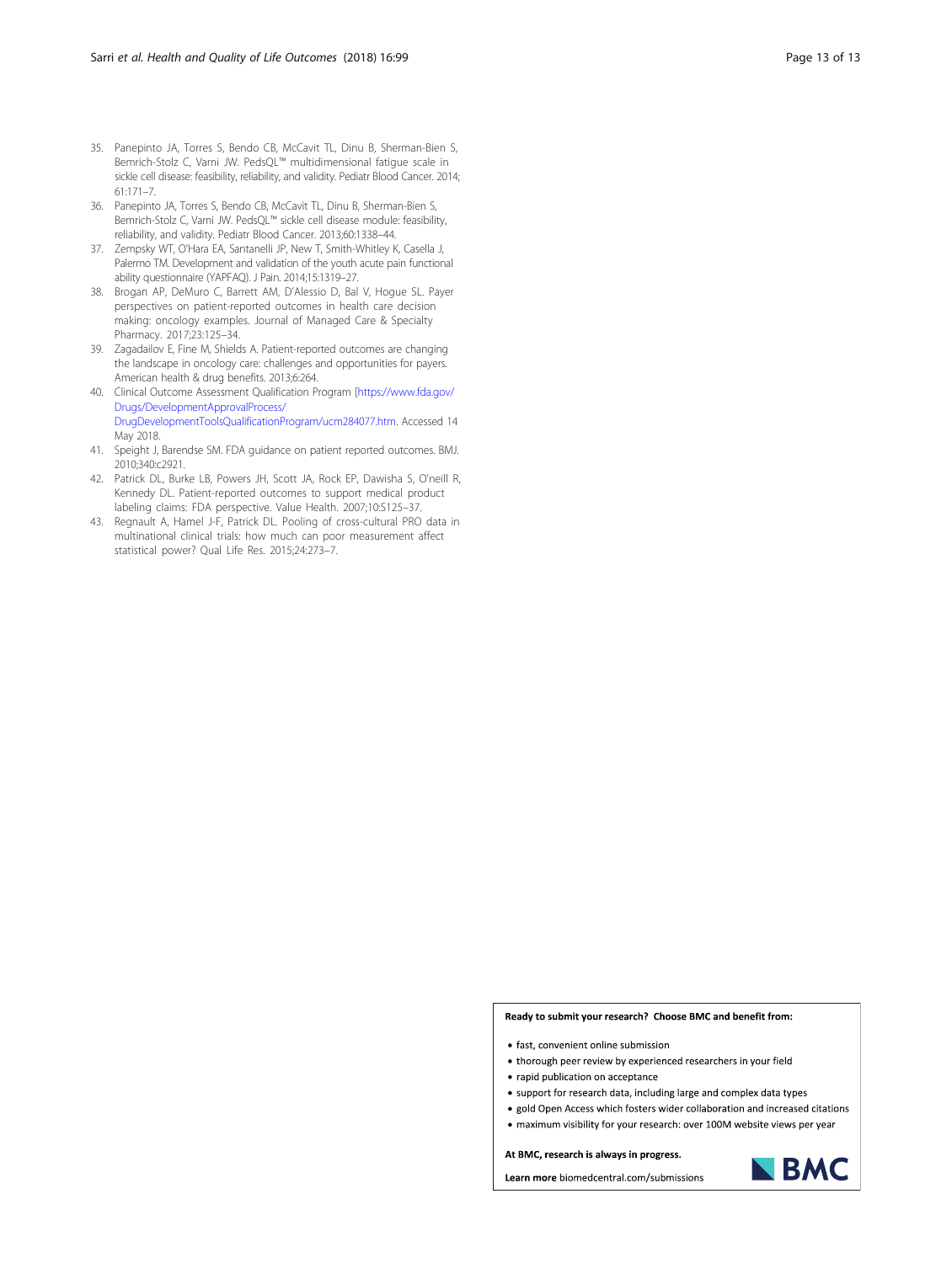35. Panepinto JA, Torres S, Bendo CB, McCavit TL, Dinu B, Sherman-Bien S, Bemrich-Stolz C, Varni JW. PedsQL™ multidimensional fatigue scale in sickle cell disease: feasibility, reliability, and validity. Pediatr Blood Cancer. 2014; 61:171–7.
36. Panepinto JA, Torres S, Bendo CB, McCavit TL, Dinu B, Sherman-Bien S, Bemrich-Stolz C, Varni JW. PedsQL™ sickle cell disease module: feasibility, reliability, and validity. Pediatr Blood Cancer. 2013;60:1338–44.
37. Zempsky WT, O'Hara EA, Santanelli JP, New T, Smith-Whitley K, Casella J, Palermo TM. Development and validation of the youth acute pain functional ability questionnaire (YAPFAQ). J Pain. 2014;15:1319–27.
38. Brogan AP, DeMuro C, Barrett AM, D'Alessio D, Bal V, Hogue SL. Payer perspectives on patient-reported outcomes in health care decision making: oncology examples. Journal of Managed Care & Specialty Pharmacy. 2017;23:125–34.
39. Zagadailov E, Fine M, Shields A. Patient-reported outcomes are changing the landscape in oncology care: challenges and opportunities for payers. American health & drug benefits. 2013;6:264.
40. Clinical Outcome Assessment Qualification Program [https://www.fda.gov/Drugs/DevelopmentApprovalProcess/DrugDevelopmentToolsQualificationProgram/ucm284077.htm. Accessed 14 May 2018.
41. Speight J, Barendse SM. FDA guidance on patient reported outcomes. BMJ. 2010;340:c2921.
42. Patrick DL, Burke LB, Powers JH, Scott JA, Rock EP, Dawisha S, O'neill R, Kennedy DL. Patient-reported outcomes to support medical product labeling claims: FDA perspective. Value Health. 2007;10:S125–37.
43. Regnault A, Hamel J-F, Patrick DL. Pooling of cross-cultural PRO data in multinational clinical trials: how much can poor measurement affect statistical power? Qual Life Res. 2015;24:273–7.

**Ready to submit your research? Choose BMC and benefit from:**

- fast, convenient online submission
- thorough peer review by experienced researchers in your field
- rapid publication on acceptance
- support for research data, including large and complex data types
- gold Open Access which fosters wider collaboration and increased citations
- maximum visibility for your research: over 100M website views per year

**At BMC, research is always in progress.**

**Learn more** biomedcentral.com/submissions

BMC